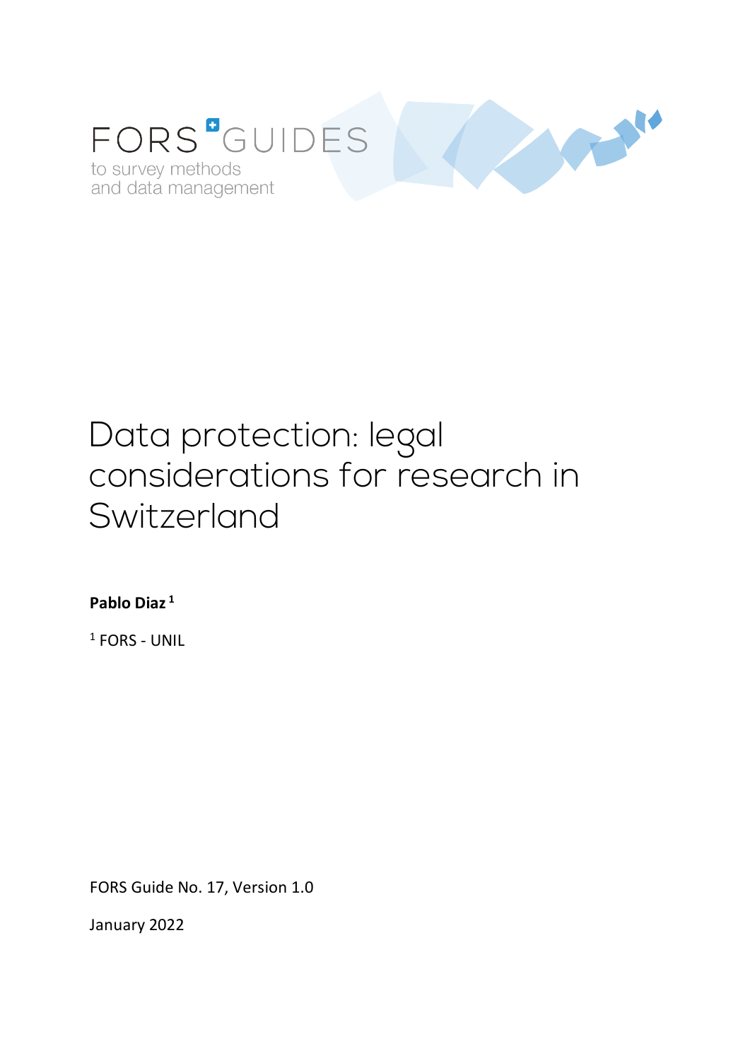FORS GUIDES

to survey methods
and data management

# Data protection: legal considerations for research in Switzerland

**Pablo Diaz** [1]

[1] FORS - UNIL

FORS Guide No. 17, Version 1.0

January 2022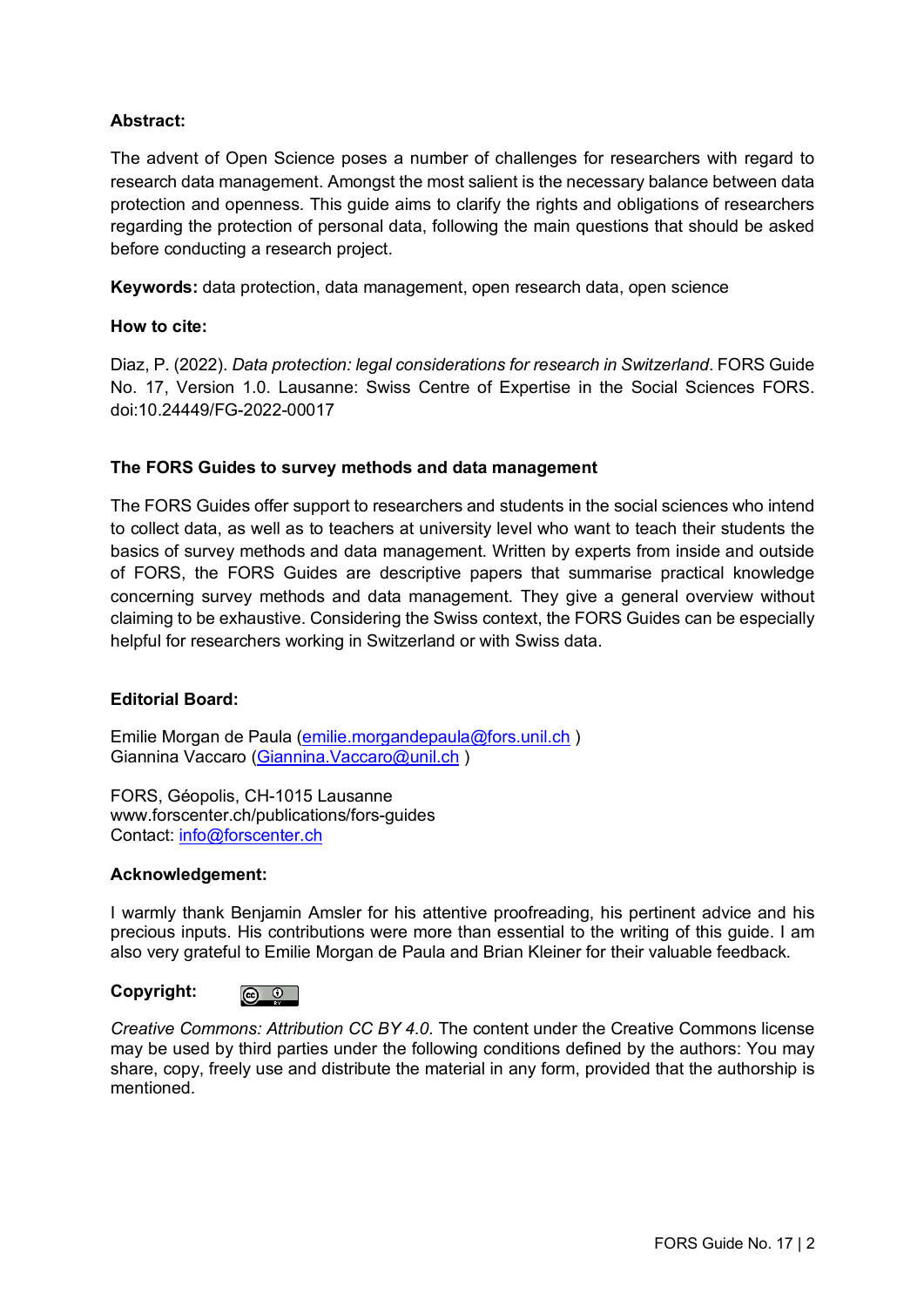**Abstract:**

The advent of Open Science poses a number of challenges for researchers with regard to research data management. Amongst the most salient is the necessary balance between data protection and openness. This guide aims to clarify the rights and obligations of researchers regarding the protection of personal data, following the main questions that should be asked before conducting a research project.

**Keywords:** data protection, data management, open research data, open science

**How to cite:**

Diaz, P. (2022). *Data protection: legal considerations for research in Switzerland*. FORS Guide No. 17, Version 1.0. Lausanne: Swiss Centre of Expertise in the Social Sciences FORS. doi:10.24449/FG-2022-00017

**The FORS Guides to survey methods and data management**

The FORS Guides offer support to researchers and students in the social sciences who intend to collect data, as well as to teachers at university level who want to teach their students the basics of survey methods and data management. Written by experts from inside and outside of FORS, the FORS Guides are descriptive papers that summarise practical knowledge concerning survey methods and data management. They give a general overview without claiming to be exhaustive. Considering the Swiss context, the FORS Guides can be especially helpful for researchers working in Switzerland or with Swiss data.

**Editorial Board:**

Emilie Morgan de Paula (emilie.morgandepaula@fors.unil.ch )
Giannina Vaccaro (Giannina.Vaccaro@unil.ch )

FORS, Géopolis, CH-1015 Lausanne
www.forscenter.ch/publications/fors-guides
Contact: info@forscenter.ch

**Acknowledgement:**

I warmly thank Benjamin Amsler for his attentive proofreading, his pertinent advice and his precious inputs. His contributions were more than essential to the writing of this guide. I am also very grateful to Emilie Morgan de Paula and Brian Kleiner for their valuable feedback.

**Copyright:**

*Creative Commons: Attribution CC BY 4.0.* The content under the Creative Commons license may be used by third parties under the following conditions defined by the authors: You may share, copy, freely use and distribute the material in any form, provided that the authorship is mentioned.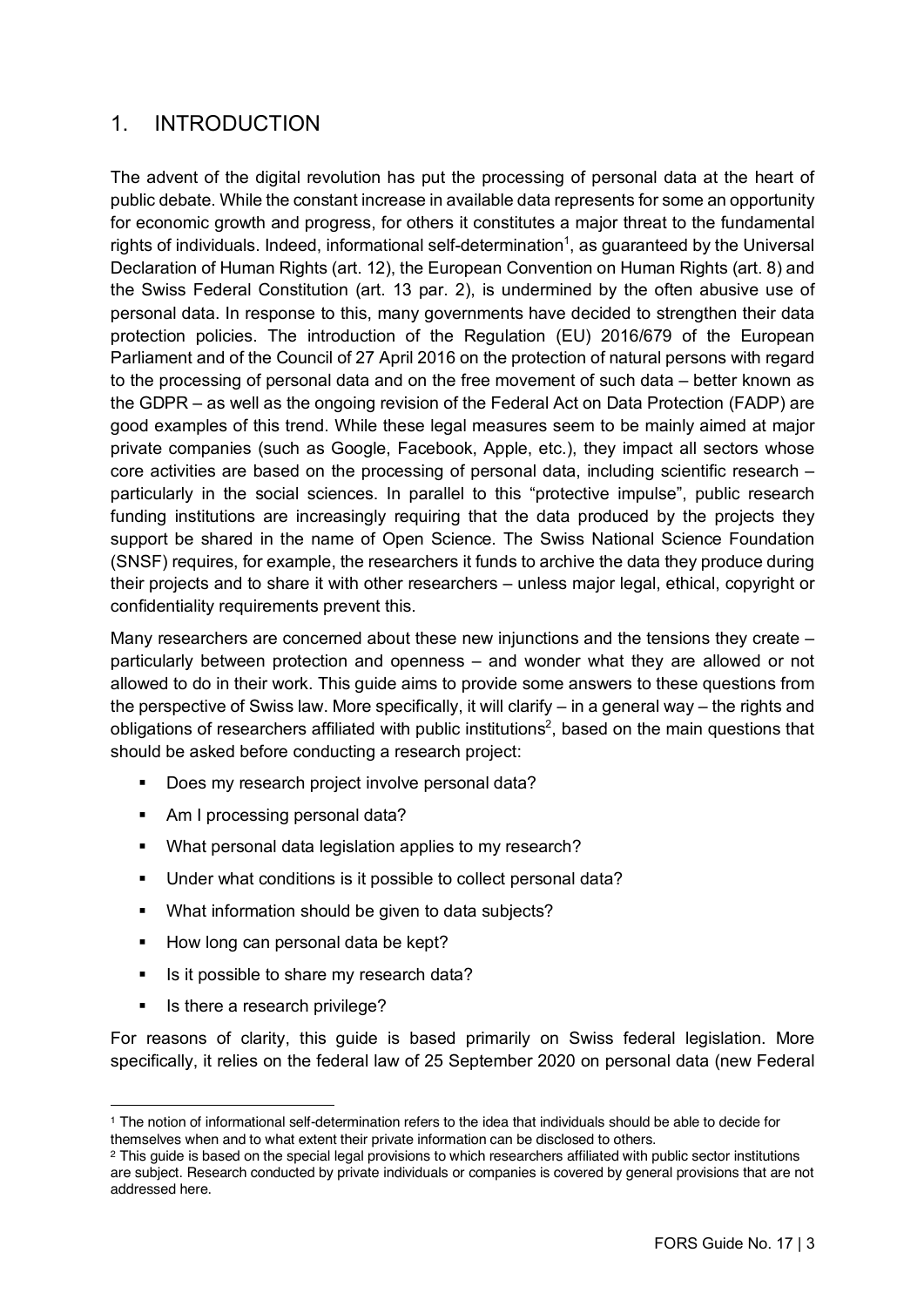## 1. INTRODUCTION

The advent of the digital revolution has put the processing of personal data at the heart of public debate. While the constant increase in available data represents for some an opportunity for economic growth and progress, for others it constitutes a major threat to the fundamental rights of individuals. Indeed, informational self-determination[1], as guaranteed by the Universal Declaration of Human Rights (art. 12), the European Convention on Human Rights (art. 8) and the Swiss Federal Constitution (art. 13 par. 2), is undermined by the often abusive use of personal data. In response to this, many governments have decided to strengthen their data protection policies. The introduction of the Regulation (EU) 2016/679 of the European Parliament and of the Council of 27 April 2016 on the protection of natural persons with regard to the processing of personal data and on the free movement of such data – better known as the GDPR – as well as the ongoing revision of the Federal Act on Data Protection (FADP) are good examples of this trend. While these legal measures seem to be mainly aimed at major private companies (such as Google, Facebook, Apple, etc.), they impact all sectors whose core activities are based on the processing of personal data, including scientific research – particularly in the social sciences. In parallel to this "protective impulse", public research funding institutions are increasingly requiring that the data produced by the projects they support be shared in the name of Open Science. The Swiss National Science Foundation (SNSF) requires, for example, the researchers it funds to archive the data they produce during their projects and to share it with other researchers – unless major legal, ethical, copyright or confidentiality requirements prevent this.

Many researchers are concerned about these new injunctions and the tensions they create – particularly between protection and openness – and wonder what they are allowed or not allowed to do in their work. This guide aims to provide some answers to these questions from the perspective of Swiss law. More specifically, it will clarify – in a general way – the rights and obligations of researchers affiliated with public institutions[2], based on the main questions that should be asked before conducting a research project:

- Does my research project involve personal data?
- Am I processing personal data?
- What personal data legislation applies to my research?
- Under what conditions is it possible to collect personal data?
- What information should be given to data subjects?
- How long can personal data be kept?
- Is it possible to share my research data?
- Is there a research privilege?

For reasons of clarity, this guide is based primarily on Swiss federal legislation. More specifically, it relies on the federal law of 25 September 2020 on personal data (new Federal

---

[1] The notion of informational self-determination refers to the idea that individuals should be able to decide for themselves when and to what extent their private information can be disclosed to others.

[2] This guide is based on the special legal provisions to which researchers affiliated with public sector institutions are subject. Research conducted by private individuals or companies is covered by general provisions that are not addressed here.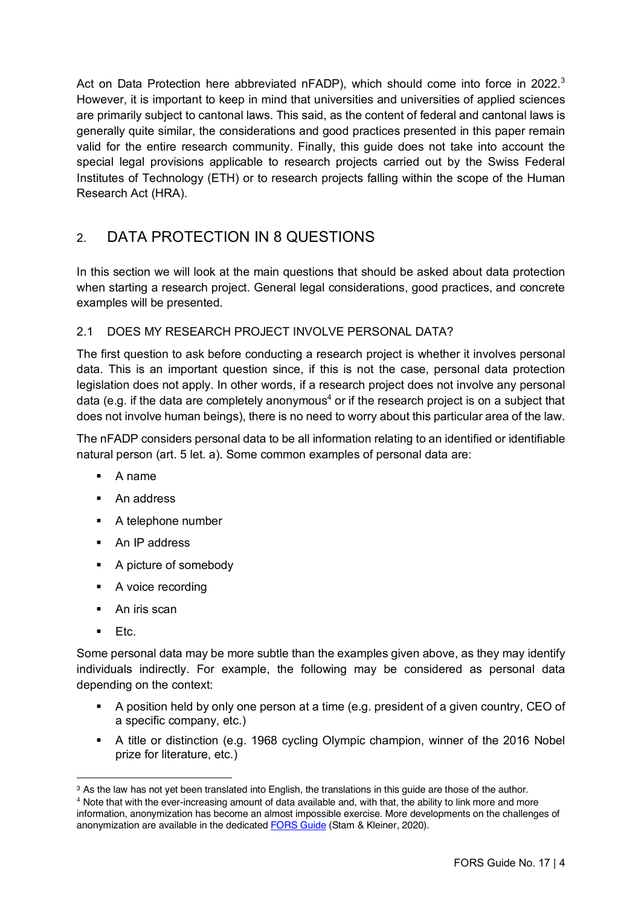Act on Data Protection here abbreviated nFADP), which should come into force in 2022.[3] However, it is important to keep in mind that universities and universities of applied sciences are primarily subject to cantonal laws. This said, as the content of federal and cantonal laws is generally quite similar, the considerations and good practices presented in this paper remain valid for the entire research community. Finally, this guide does not take into account the special legal provisions applicable to research projects carried out by the Swiss Federal Institutes of Technology (ETH) or to research projects falling within the scope of the Human Research Act (HRA).

## 2. DATA PROTECTION IN 8 QUESTIONS

In this section we will look at the main questions that should be asked about data protection when starting a research project. General legal considerations, good practices, and concrete examples will be presented.

### 2.1 DOES MY RESEARCH PROJECT INVOLVE PERSONAL DATA?

The first question to ask before conducting a research project is whether it involves personal data. This is an important question since, if this is not the case, personal data protection legislation does not apply. In other words, if a research project does not involve any personal data (e.g. if the data are completely anonymous[4] or if the research project is on a subject that does not involve human beings), there is no need to worry about this particular area of the law.

The nFADP considers personal data to be all information relating to an identified or identifiable natural person (art. 5 let. a). Some common examples of personal data are:

- A name
- An address
- A telephone number
- An IP address
- A picture of somebody
- A voice recording
- An iris scan
- Etc.

Some personal data may be more subtle than the examples given above, as they may identify individuals indirectly. For example, the following may be considered as personal data depending on the context:

- A position held by only one person at a time (e.g. president of a given country, CEO of a specific company, etc.)
- A title or distinction (e.g. 1968 cycling Olympic champion, winner of the 2016 Nobel prize for literature, etc.)

---

[3] As the law has not yet been translated into English, the translations in this guide are those of the author.

[4] Note that with the ever-increasing amount of data available and, with that, the ability to link more and more information, anonymization has become an almost impossible exercise. More developments on the challenges of anonymization are available in the dedicated [FORS Guide](FORS Guide) (Stam & Kleiner, 2020).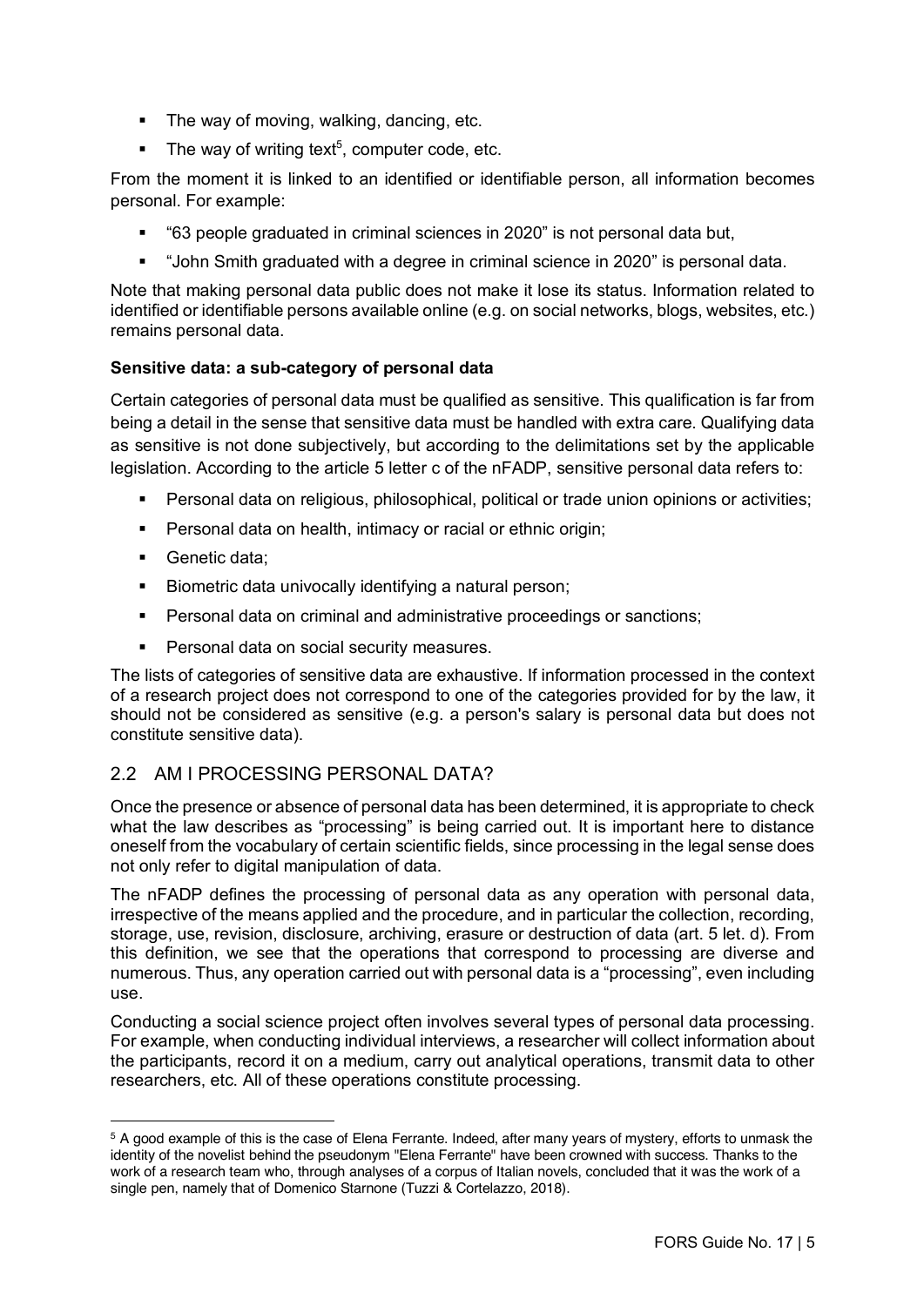- The way of moving, walking, dancing, etc.
- The way of writing text[5], computer code, etc.

From the moment it is linked to an identified or identifiable person, all information becomes personal. For example:

- "63 people graduated in criminal sciences in 2020" is not personal data but,
- "John Smith graduated with a degree in criminal science in 2020" is personal data.

Note that making personal data public does not make it lose its status. Information related to identified or identifiable persons available online (e.g. on social networks, blogs, websites, etc.) remains personal data.

**Sensitive data: a sub-category of personal data**

Certain categories of personal data must be qualified as sensitive. This qualification is far from being a detail in the sense that sensitive data must be handled with extra care. Qualifying data as sensitive is not done subjectively, but according to the delimitations set by the applicable legislation. According to the article 5 letter c of the nFADP, sensitive personal data refers to:

- Personal data on religious, philosophical, political or trade union opinions or activities;
- Personal data on health, intimacy or racial or ethnic origin;
- Genetic data;
- Biometric data univocally identifying a natural person;
- Personal data on criminal and administrative proceedings or sanctions;
- Personal data on social security measures.

The lists of categories of sensitive data are exhaustive. If information processed in the context of a research project does not correspond to one of the categories provided for by the law, it should not be considered as sensitive (e.g. a person's salary is personal data but does not constitute sensitive data).

## 2.2 AM I PROCESSING PERSONAL DATA?

Once the presence or absence of personal data has been determined, it is appropriate to check what the law describes as "processing" is being carried out. It is important here to distance oneself from the vocabulary of certain scientific fields, since processing in the legal sense does not only refer to digital manipulation of data.

The nFADP defines the processing of personal data as any operation with personal data, irrespective of the means applied and the procedure, and in particular the collection, recording, storage, use, revision, disclosure, archiving, erasure or destruction of data (art. 5 let. d). From this definition, we see that the operations that correspond to processing are diverse and numerous. Thus, any operation carried out with personal data is a "processing", even including use.

Conducting a social science project often involves several types of personal data processing. For example, when conducting individual interviews, a researcher will collect information about the participants, record it on a medium, carry out analytical operations, transmit data to other researchers, etc. All of these operations constitute processing.

---

[5] A good example of this is the case of Elena Ferrante. Indeed, after many years of mystery, efforts to unmask the identity of the novelist behind the pseudonym "Elena Ferrante" have been crowned with success. Thanks to the work of a research team who, through analyses of a corpus of Italian novels, concluded that it was the work of a single pen, namely that of Domenico Starnone (Tuzzi & Cortelazzo, 2018).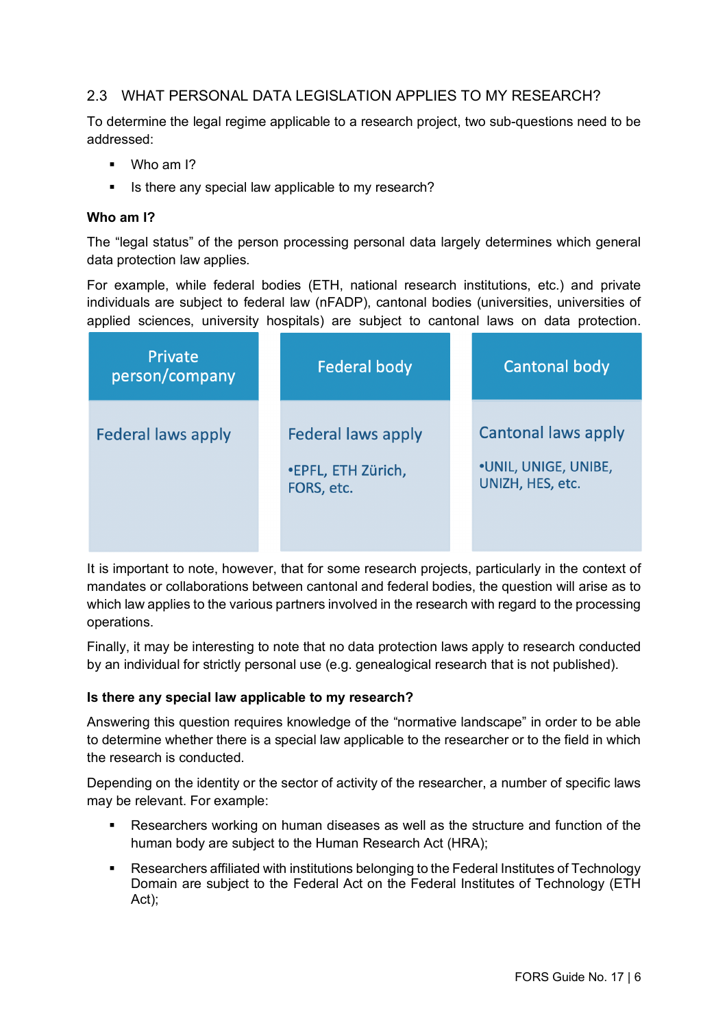## 2.3 WHAT PERSONAL DATA LEGISLATION APPLIES TO MY RESEARCH?

To determine the legal regime applicable to a research project, two sub-questions need to be addressed:

- Who am I?
- Is there any special law applicable to my research?

**Who am I?**

The "legal status" of the person processing personal data largely determines which general data protection law applies.

For example, while federal bodies (ETH, national research institutions, etc.) and private individuals are subject to federal law (nFADP), cantonal bodies (universities, universities of applied sciences, university hospitals) are subject to cantonal laws on data protection.

| Private person/company | Federal body | Cantonal body |
|---|---|---|
| Federal laws apply | Federal laws apply<br>•EPFL, ETH Zürich, FORS, etc. | Cantonal laws apply<br>•UNIL, UNIGE, UNIBE, UNIZH, HES, etc. |

It is important to note, however, that for some research projects, particularly in the context of mandates or collaborations between cantonal and federal bodies, the question will arise as to which law applies to the various partners involved in the research with regard to the processing operations.

Finally, it may be interesting to note that no data protection laws apply to research conducted by an individual for strictly personal use (e.g. genealogical research that is not published).

**Is there any special law applicable to my research?**

Answering this question requires knowledge of the "normative landscape" in order to be able to determine whether there is a special law applicable to the researcher or to the field in which the research is conducted.

Depending on the identity or the sector of activity of the researcher, a number of specific laws may be relevant. For example:

- Researchers working on human diseases as well as the structure and function of the human body are subject to the Human Research Act (HRA);
- Researchers affiliated with institutions belonging to the Federal Institutes of Technology Domain are subject to the Federal Act on the Federal Institutes of Technology (ETH Act);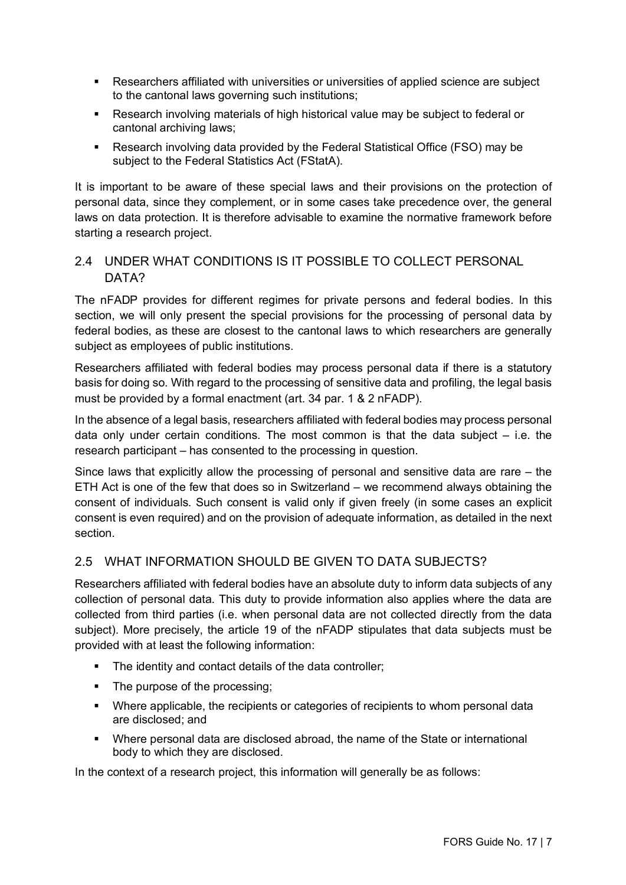- Researchers affiliated with universities or universities of applied science are subject to the cantonal laws governing such institutions;
- Research involving materials of high historical value may be subject to federal or cantonal archiving laws;
- Research involving data provided by the Federal Statistical Office (FSO) may be subject to the Federal Statistics Act (FStatA).

It is important to be aware of these special laws and their provisions on the protection of personal data, since they complement, or in some cases take precedence over, the general laws on data protection. It is therefore advisable to examine the normative framework before starting a research project.

## 2.4 UNDER WHAT CONDITIONS IS IT POSSIBLE TO COLLECT PERSONAL DATA?

The nFADP provides for different regimes for private persons and federal bodies. In this section, we will only present the special provisions for the processing of personal data by federal bodies, as these are closest to the cantonal laws to which researchers are generally subject as employees of public institutions.

Researchers affiliated with federal bodies may process personal data if there is a statutory basis for doing so. With regard to the processing of sensitive data and profiling, the legal basis must be provided by a formal enactment (art. 34 par. 1 & 2 nFADP).

In the absence of a legal basis, researchers affiliated with federal bodies may process personal data only under certain conditions. The most common is that the data subject – i.e. the research participant – has consented to the processing in question.

Since laws that explicitly allow the processing of personal and sensitive data are rare – the ETH Act is one of the few that does so in Switzerland – we recommend always obtaining the consent of individuals. Such consent is valid only if given freely (in some cases an explicit consent is even required) and on the provision of adequate information, as detailed in the next section.

## 2.5 WHAT INFORMATION SHOULD BE GIVEN TO DATA SUBJECTS?

Researchers affiliated with federal bodies have an absolute duty to inform data subjects of any collection of personal data. This duty to provide information also applies where the data are collected from third parties (i.e. when personal data are not collected directly from the data subject). More precisely, the article 19 of the nFADP stipulates that data subjects must be provided with at least the following information:

- The identity and contact details of the data controller;
- The purpose of the processing;
- Where applicable, the recipients or categories of recipients to whom personal data are disclosed; and
- Where personal data are disclosed abroad, the name of the State or international body to which they are disclosed.

In the context of a research project, this information will generally be as follows: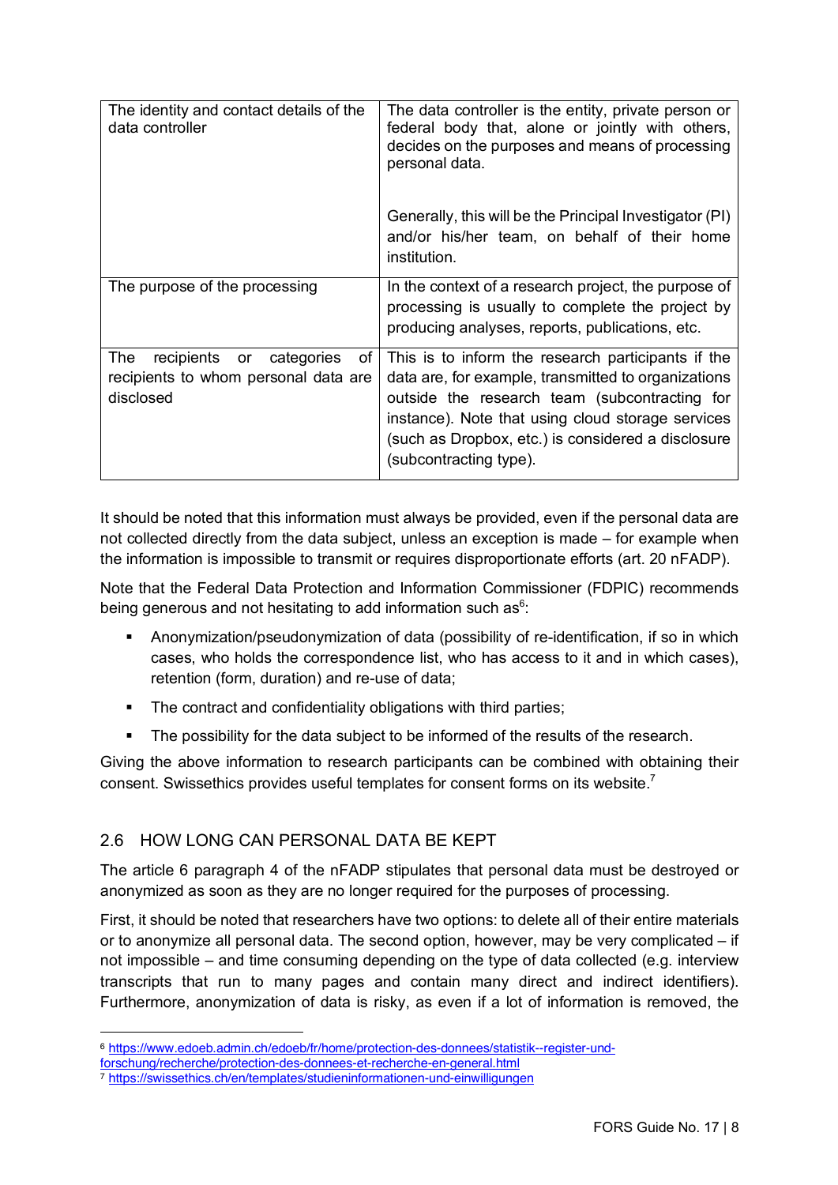| The identity and contact details of the data controller | The data controller is the entity, private person or federal body that, alone or jointly with others, decides on the purposes and means of processing personal data.<br><br>Generally, this will be the Principal Investigator (PI) and/or his/her team, on behalf of their home institution. |
|---|---|
| The purpose of the processing | In the context of a research project, the purpose of processing is usually to complete the project by producing analyses, reports, publications, etc. |
| The recipients or categories of recipients to whom personal data are disclosed | This is to inform the research participants if the data are, for example, transmitted to organizations outside the research team (subcontracting for instance). Note that using cloud storage services (such as Dropbox, etc.) is considered a disclosure (subcontracting type). |

It should be noted that this information must always be provided, even if the personal data are not collected directly from the data subject, unless an exception is made – for example when the information is impossible to transmit or requires disproportionate efforts (art. 20 nFADP).

Note that the Federal Data Protection and Information Commissioner (FDPIC) recommends being generous and not hesitating to add information such as[6]:

- Anonymization/pseudonymization of data (possibility of re-identification, if so in which cases, who holds the correspondence list, who has access to it and in which cases), retention (form, duration) and re-use of data;
- The contract and confidentiality obligations with third parties;
- The possibility for the data subject to be informed of the results of the research.

Giving the above information to research participants can be combined with obtaining their consent. Swissethics provides useful templates for consent forms on its website.[7]

## 2.6 HOW LONG CAN PERSONAL DATA BE KEPT

The article 6 paragraph 4 of the nFADP stipulates that personal data must be destroyed or anonymized as soon as they are no longer required for the purposes of processing.

First, it should be noted that researchers have two options: to delete all of their entire materials or to anonymize all personal data. The second option, however, may be very complicated – if not impossible – and time consuming depending on the type of data collected (e.g. interview transcripts that run to many pages and contain many direct and indirect identifiers). Furthermore, anonymization of data is risky, as even if a lot of information is removed, the

---

[6] https://www.edoeb.admin.ch/edoeb/fr/home/protection-des-donnees/statistik--register-und-forschung/recherche/protection-des-donnees-et-recherche-en-general.html

[7] https://swissethics.ch/en/templates/studieninformationen-und-einwilligungen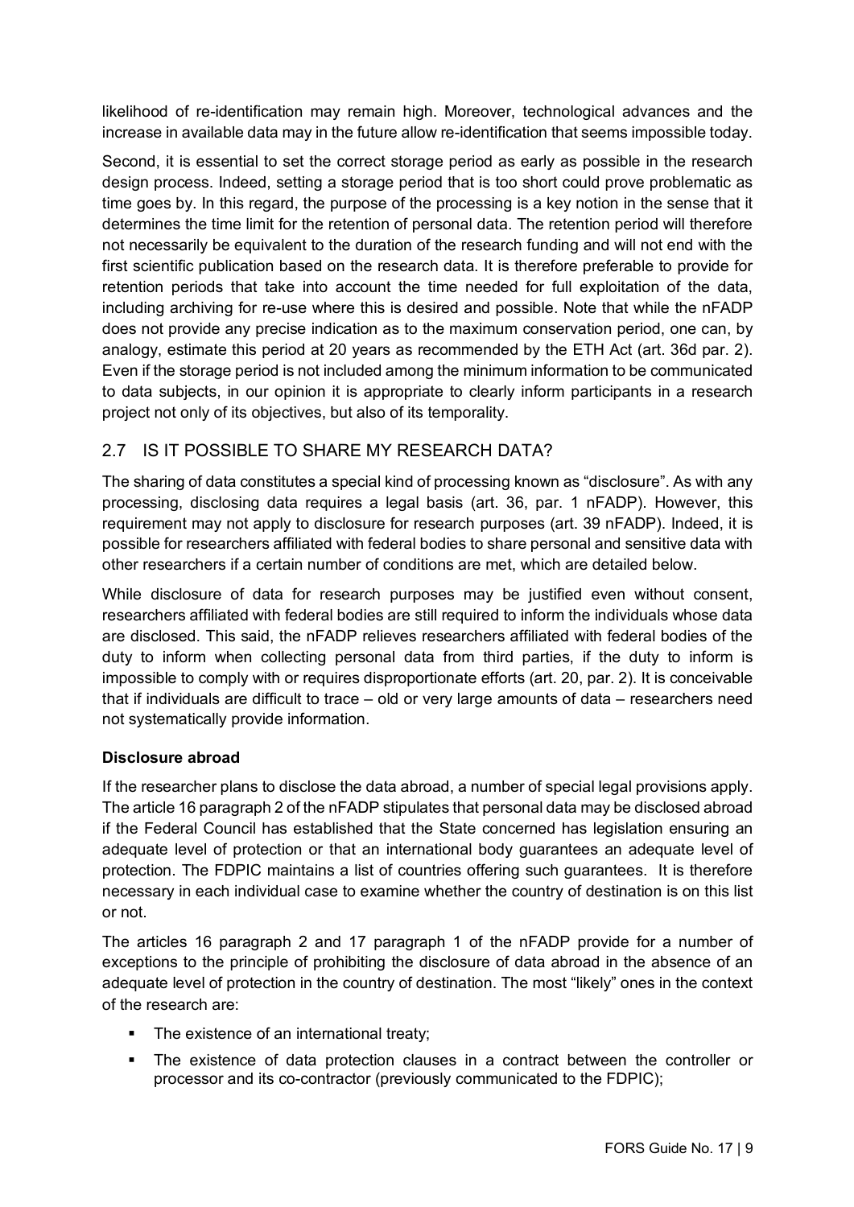likelihood of re-identification may remain high. Moreover, technological advances and the increase in available data may in the future allow re-identification that seems impossible today.

Second, it is essential to set the correct storage period as early as possible in the research design process. Indeed, setting a storage period that is too short could prove problematic as time goes by. In this regard, the purpose of the processing is a key notion in the sense that it determines the time limit for the retention of personal data. The retention period will therefore not necessarily be equivalent to the duration of the research funding and will not end with the first scientific publication based on the research data. It is therefore preferable to provide for retention periods that take into account the time needed for full exploitation of the data, including archiving for re-use where this is desired and possible. Note that while the nFADP does not provide any precise indication as to the maximum conservation period, one can, by analogy, estimate this period at 20 years as recommended by the ETH Act (art. 36d par. 2). Even if the storage period is not included among the minimum information to be communicated to data subjects, in our opinion it is appropriate to clearly inform participants in a research project not only of its objectives, but also of its temporality.

## 2.7 IS IT POSSIBLE TO SHARE MY RESEARCH DATA?

The sharing of data constitutes a special kind of processing known as "disclosure". As with any processing, disclosing data requires a legal basis (art. 36, par. 1 nFADP). However, this requirement may not apply to disclosure for research purposes (art. 39 nFADP). Indeed, it is possible for researchers affiliated with federal bodies to share personal and sensitive data with other researchers if a certain number of conditions are met, which are detailed below.

While disclosure of data for research purposes may be justified even without consent, researchers affiliated with federal bodies are still required to inform the individuals whose data are disclosed. This said, the nFADP relieves researchers affiliated with federal bodies of the duty to inform when collecting personal data from third parties, if the duty to inform is impossible to comply with or requires disproportionate efforts (art. 20, par. 2). It is conceivable that if individuals are difficult to trace – old or very large amounts of data – researchers need not systematically provide information.

**Disclosure abroad**

If the researcher plans to disclose the data abroad, a number of special legal provisions apply. The article 16 paragraph 2 of the nFADP stipulates that personal data may be disclosed abroad if the Federal Council has established that the State concerned has legislation ensuring an adequate level of protection or that an international body guarantees an adequate level of protection. The FDPIC maintains a list of countries offering such guarantees. It is therefore necessary in each individual case to examine whether the country of destination is on this list or not.

The articles 16 paragraph 2 and 17 paragraph 1 of the nFADP provide for a number of exceptions to the principle of prohibiting the disclosure of data abroad in the absence of an adequate level of protection in the country of destination. The most "likely" ones in the context of the research are:

- The existence of an international treaty;
- The existence of data protection clauses in a contract between the controller or processor and its co-contractor (previously communicated to the FDPIC);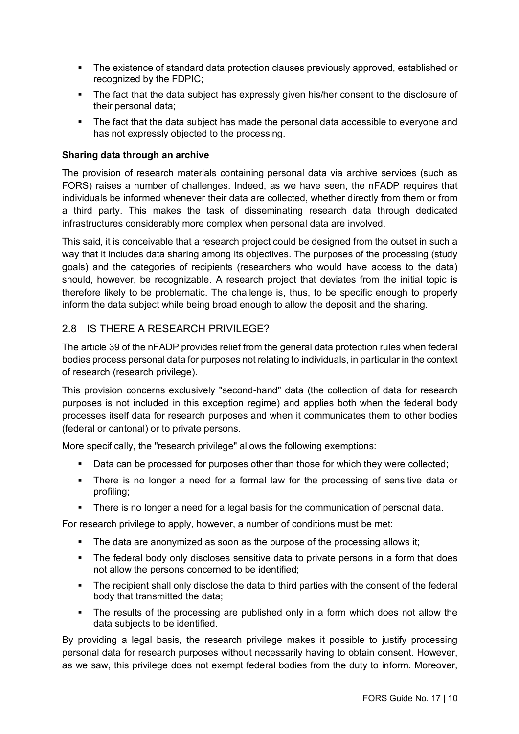- The existence of standard data protection clauses previously approved, established or recognized by the FDPIC;
- The fact that the data subject has expressly given his/her consent to the disclosure of their personal data;
- The fact that the data subject has made the personal data accessible to everyone and has not expressly objected to the processing.

**Sharing data through an archive**

The provision of research materials containing personal data via archive services (such as FORS) raises a number of challenges. Indeed, as we have seen, the nFADP requires that individuals be informed whenever their data are collected, whether directly from them or from a third party. This makes the task of disseminating research data through dedicated infrastructures considerably more complex when personal data are involved.

This said, it is conceivable that a research project could be designed from the outset in such a way that it includes data sharing among its objectives. The purposes of the processing (study goals) and the categories of recipients (researchers who would have access to the data) should, however, be recognizable. A research project that deviates from the initial topic is therefore likely to be problematic. The challenge is, thus, to be specific enough to properly inform the data subject while being broad enough to allow the deposit and the sharing.

## 2.8 IS THERE A RESEARCH PRIVILEGE?

The article 39 of the nFADP provides relief from the general data protection rules when federal bodies process personal data for purposes not relating to individuals, in particular in the context of research (research privilege).

This provision concerns exclusively "second-hand" data (the collection of data for research purposes is not included in this exception regime) and applies both when the federal body processes itself data for research purposes and when it communicates them to other bodies (federal or cantonal) or to private persons.

More specifically, the "research privilege" allows the following exemptions:

- Data can be processed for purposes other than those for which they were collected;
- There is no longer a need for a formal law for the processing of sensitive data or profiling;
- There is no longer a need for a legal basis for the communication of personal data.

For research privilege to apply, however, a number of conditions must be met:

- The data are anonymized as soon as the purpose of the processing allows it;
- The federal body only discloses sensitive data to private persons in a form that does not allow the persons concerned to be identified;
- The recipient shall only disclose the data to third parties with the consent of the federal body that transmitted the data;
- The results of the processing are published only in a form which does not allow the data subjects to be identified.

By providing a legal basis, the research privilege makes it possible to justify processing personal data for research purposes without necessarily having to obtain consent. However, as we saw, this privilege does not exempt federal bodies from the duty to inform. Moreover,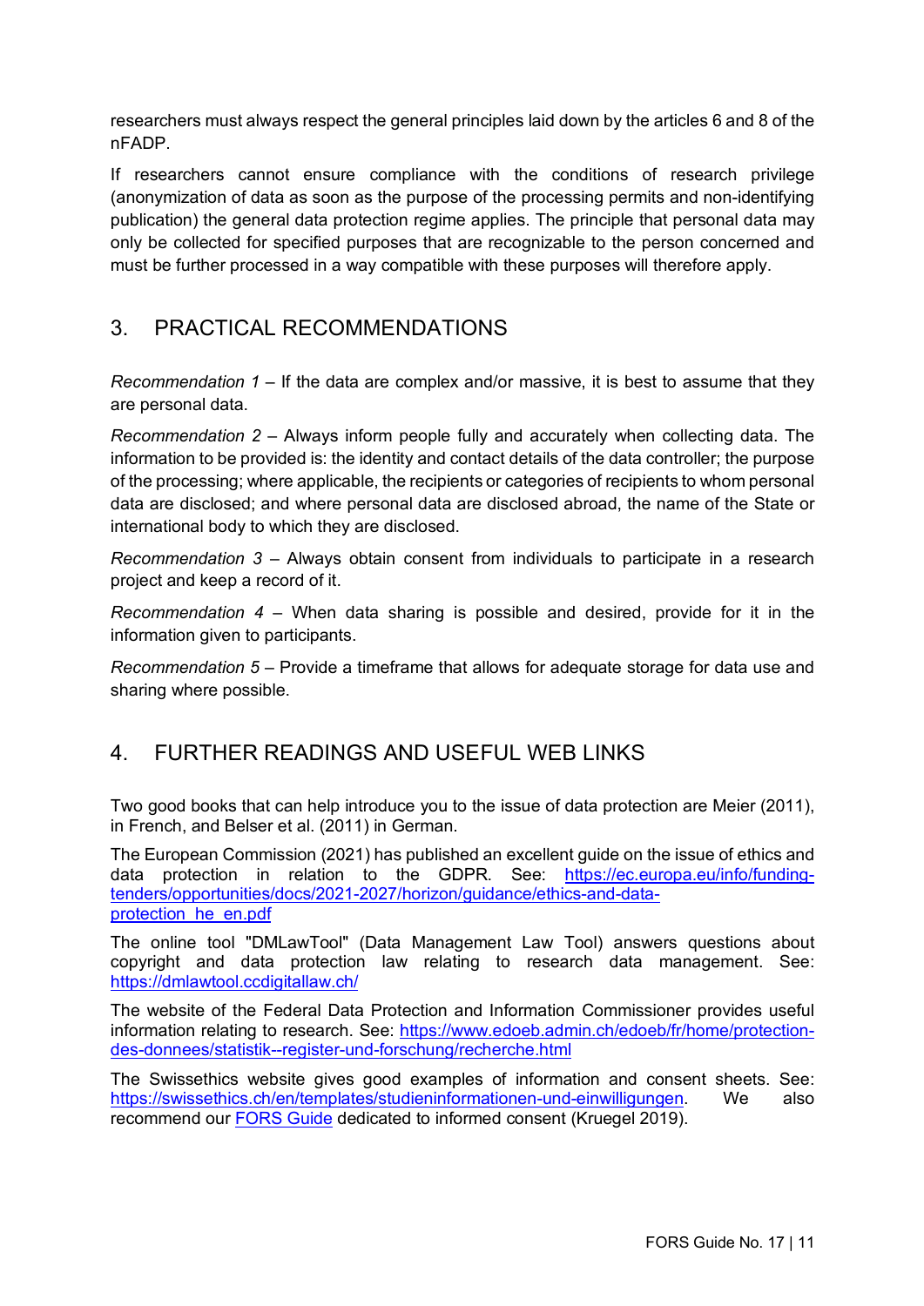researchers must always respect the general principles laid down by the articles 6 and 8 of the nFADP.

If researchers cannot ensure compliance with the conditions of research privilege (anonymization of data as soon as the purpose of the processing permits and non-identifying publication) the general data protection regime applies. The principle that personal data may only be collected for specified purposes that are recognizable to the person concerned and must be further processed in a way compatible with these purposes will therefore apply.

## 3. PRACTICAL RECOMMENDATIONS

*Recommendation 1* – If the data are complex and/or massive, it is best to assume that they are personal data.

*Recommendation 2* – Always inform people fully and accurately when collecting data. The information to be provided is: the identity and contact details of the data controller; the purpose of the processing; where applicable, the recipients or categories of recipients to whom personal data are disclosed; and where personal data are disclosed abroad, the name of the State or international body to which they are disclosed.

*Recommendation 3* – Always obtain consent from individuals to participate in a research project and keep a record of it.

*Recommendation 4* – When data sharing is possible and desired, provide for it in the information given to participants.

*Recommendation 5* – Provide a timeframe that allows for adequate storage for data use and sharing where possible.

## 4. FURTHER READINGS AND USEFUL WEB LINKS

Two good books that can help introduce you to the issue of data protection are Meier (2011), in French, and Belser et al. (2011) in German.

The European Commission (2021) has published an excellent guide on the issue of ethics and data protection in relation to the GDPR. See: [https://ec.europa.eu/info/funding-tenders/opportunities/docs/2021-2027/horizon/guidance/ethics-and-data-protection_he_en.pdf](https://ec.europa.eu/info/funding-tenders/opportunities/docs/2021-2027/horizon/guidance/ethics-and-data-protection_he_en.pdf)

The online tool "DMLawTool" (Data Management Law Tool) answers questions about copyright and data protection law relating to research data management. See: [https://dmlawtool.ccdigitallaw.ch/](https://dmlawtool.ccdigitallaw.ch/)

The website of the Federal Data Protection and Information Commissioner provides useful information relating to research. See: [https://www.edoeb.admin.ch/edoeb/fr/home/protection-des-donnees/statistik--register-und-forschung/recherche.html](https://www.edoeb.admin.ch/edoeb/fr/home/protection-des-donnees/statistik--register-und-forschung/recherche.html)

The Swissethics website gives good examples of information and consent sheets. See: [https://swissethics.ch/en/templates/studieninformationen-und-einwilligungen](https://swissethics.ch/en/templates/studieninformationen-und-einwilligungen). We also recommend our FORS Guide dedicated to informed consent (Kruegel 2019).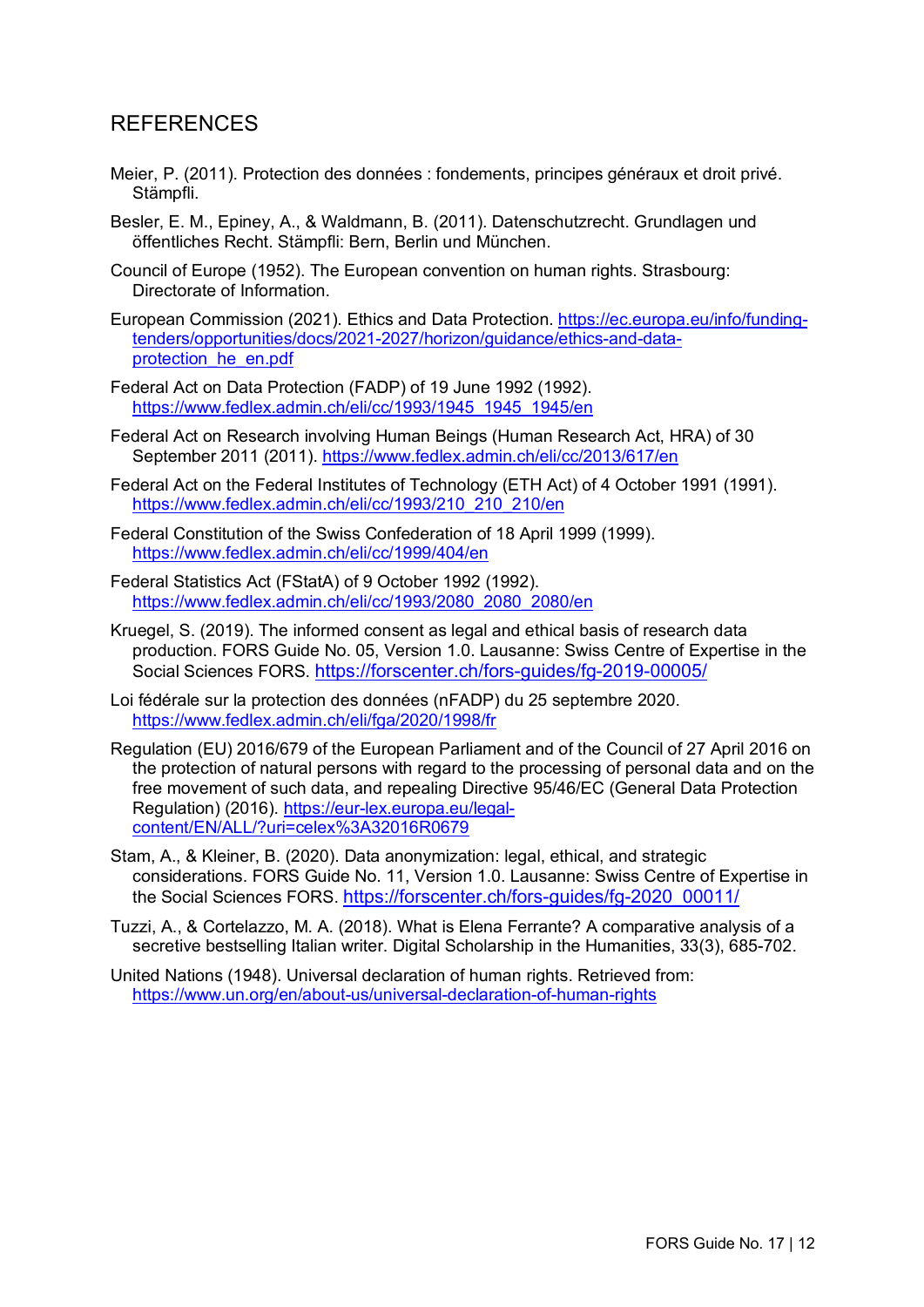## REFERENCES

Meier, P. (2011). Protection des données : fondements, principes généraux et droit privé. Stämpfli.

Besler, E. M., Epiney, A., & Waldmann, B. (2011). Datenschutzrecht. Grundlagen und öffentliches Recht. Stämpfli: Bern, Berlin und München.

Council of Europe (1952). The European convention on human rights. Strasbourg: Directorate of Information.

European Commission (2021). Ethics and Data Protection. https://ec.europa.eu/info/funding-tenders/opportunities/docs/2021-2027/horizon/guidance/ethics-and-data-protection_he_en.pdf

Federal Act on Data Protection (FADP) of 19 June 1992 (1992). https://www.fedlex.admin.ch/eli/cc/1993/1945_1945_1945/en

Federal Act on Research involving Human Beings (Human Research Act, HRA) of 30 September 2011 (2011). https://www.fedlex.admin.ch/eli/cc/2013/617/en

Federal Act on the Federal Institutes of Technology (ETH Act) of 4 October 1991 (1991). https://www.fedlex.admin.ch/eli/cc/1993/210_210_210/en

Federal Constitution of the Swiss Confederation of 18 April 1999 (1999). https://www.fedlex.admin.ch/eli/cc/1999/404/en

Federal Statistics Act (FStatA) of 9 October 1992 (1992). https://www.fedlex.admin.ch/eli/cc/1993/2080_2080_2080/en

Kruegel, S. (2019). The informed consent as legal and ethical basis of research data production. FORS Guide No. 05, Version 1.0. Lausanne: Swiss Centre of Expertise in the Social Sciences FORS. https://forscenter.ch/fors-guides/fg-2019-00005/

Loi fédérale sur la protection des données (nFADP) du 25 septembre 2020. https://www.fedlex.admin.ch/eli/fga/2020/1998/fr

Regulation (EU) 2016/679 of the European Parliament and of the Council of 27 April 2016 on the protection of natural persons with regard to the processing of personal data and on the free movement of such data, and repealing Directive 95/46/EC (General Data Protection Regulation) (2016). https://eur-lex.europa.eu/legal-content/EN/ALL/?uri=celex%3A32016R0679

Stam, A., & Kleiner, B. (2020). Data anonymization: legal, ethical, and strategic considerations. FORS Guide No. 11, Version 1.0. Lausanne: Swiss Centre of Expertise in the Social Sciences FORS. https://forscenter.ch/fors-guides/fg-2020_00011/

Tuzzi, A., & Cortelazzo, M. A. (2018). What is Elena Ferrante? A comparative analysis of a secretive bestselling Italian writer. Digital Scholarship in the Humanities, 33(3), 685-702.

United Nations (1948). Universal declaration of human rights. Retrieved from: https://www.un.org/en/about-us/universal-declaration-of-human-rights